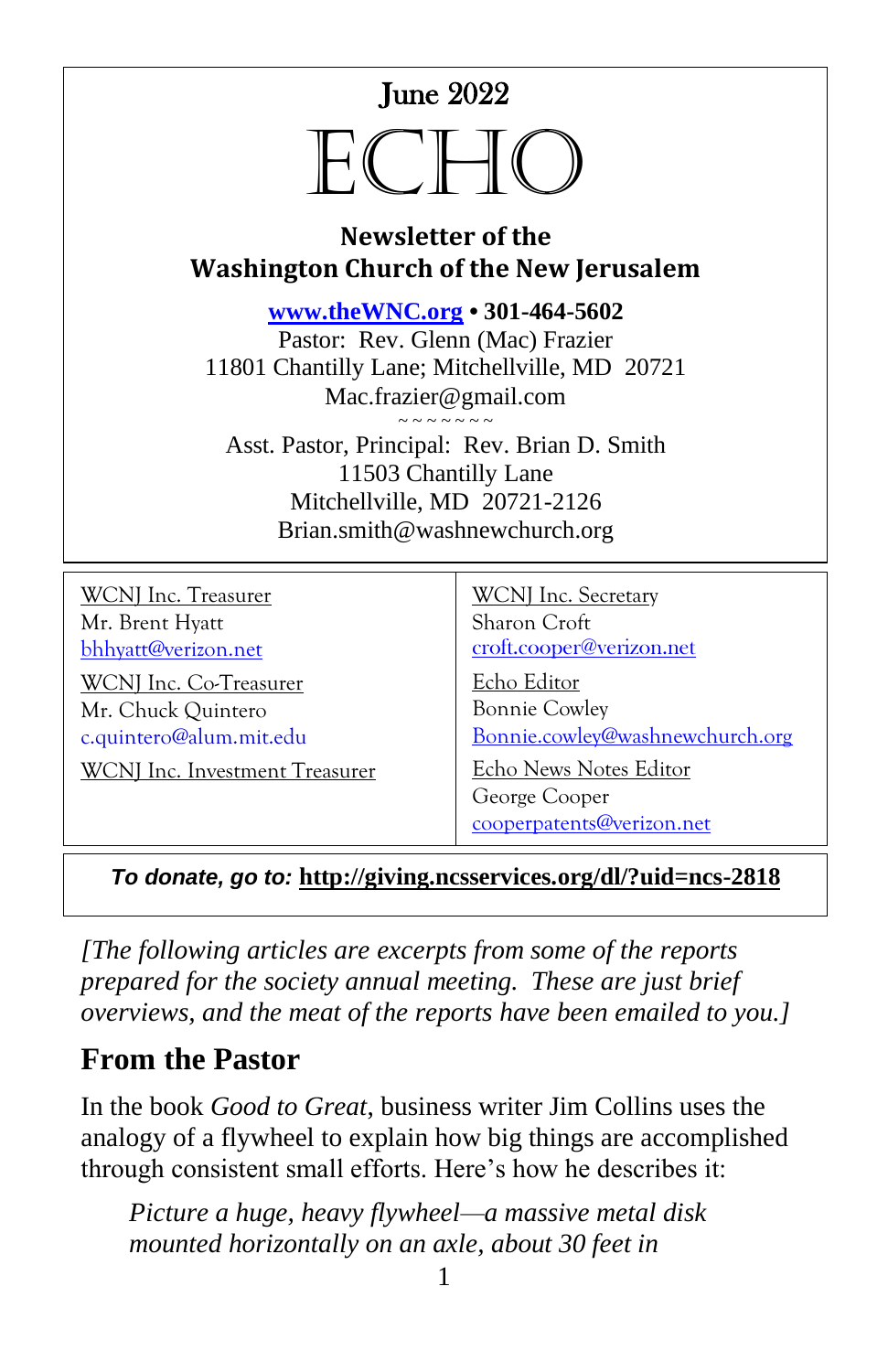June 2022

# ECHO

**Newsletter of the Washington Church of the New Jerusalem**

**www.theWNC.org • 301-464-5602**
Pastor: Rev. Glenn (Mac) Frazier
11801 Chantilly Lane; Mitchellville, MD 20721
Mac.frazier@gmail.com

~ ~ ~ ~ ~ ~ ~

Asst. Pastor, Principal: Rev. Brian D. Smith
11503 Chantilly Lane
Mitchellville, MD 20721-2126
Brian.smith@washnewchurch.org

WCNJ Inc. Treasurer
Mr. Brent Hyatt
bhhyatt@verizon.net

WCNJ Inc. Co-Treasurer
Mr. Chuck Quintero
c.quintero@alum.mit.edu

WCNJ Inc. Investment Treasurer

WCNJ Inc. Secretary
Sharon Croft
croft.cooper@verizon.net

Echo Editor
Bonnie Cowley
Bonnie.cowley@washnewchurch.org

Echo News Notes Editor
George Cooper
cooperpatents@verizon.net

***To donate, go to:*** **http://giving.ncsservices.org/dl/?uid=ncs-2818**

*[The following articles are excerpts from some of the reports prepared for the society annual meeting. These are just brief overviews, and the meat of the reports have been emailed to you.]*

## From the Pastor

In the book *Good to Great*, business writer Jim Collins uses the analogy of a flywheel to explain how big things are accomplished through consistent small efforts. Here's how he describes it:

> *Picture a huge, heavy flywheel—a massive metal disk mounted horizontally on an axle, about 30 feet in*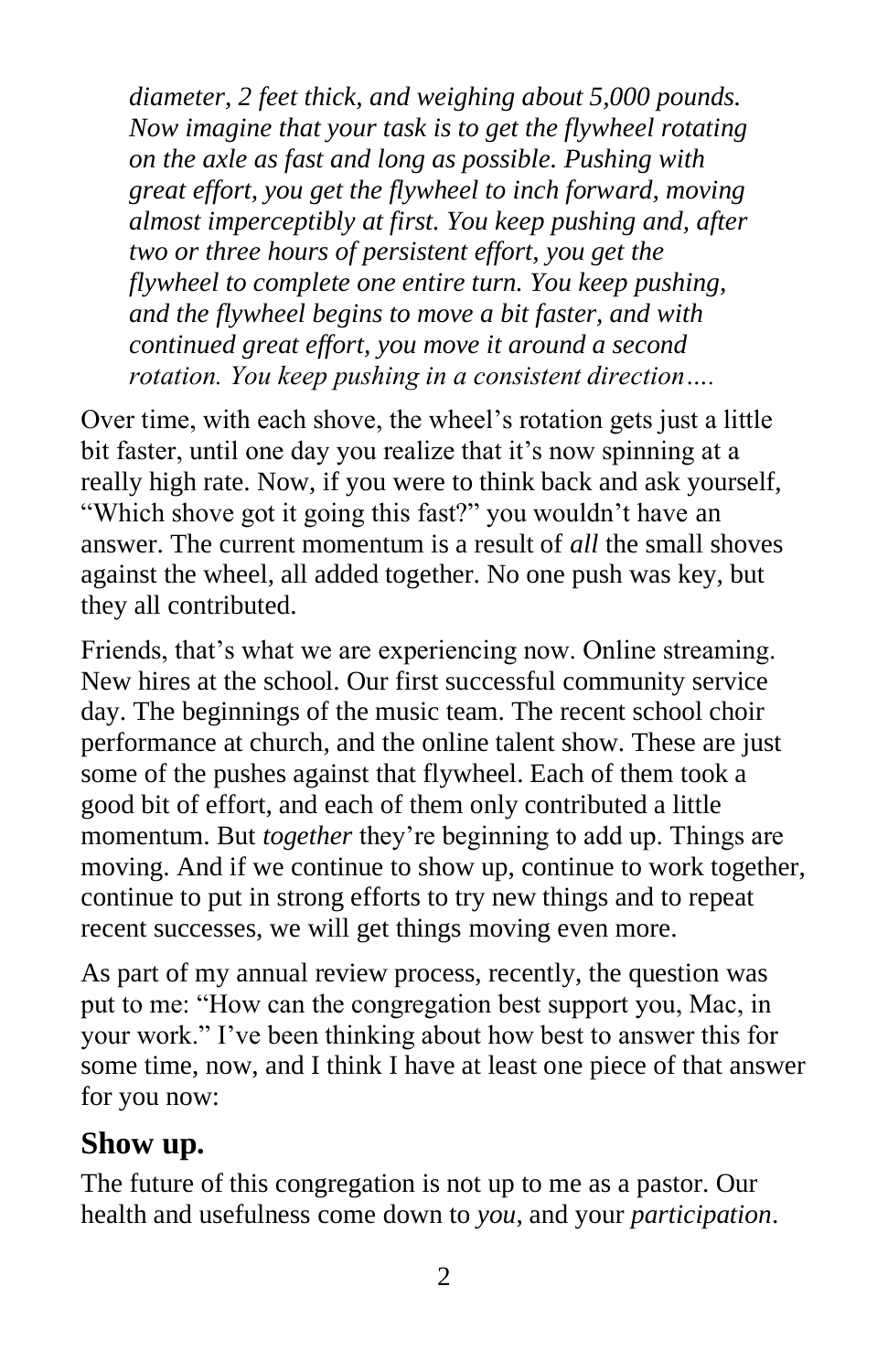*diameter, 2 feet thick, and weighing about 5,000 pounds. Now imagine that your task is to get the flywheel rotating on the axle as fast and long as possible. Pushing with great effort, you get the flywheel to inch forward, moving almost imperceptibly at first. You keep pushing and, after two or three hours of persistent effort, you get the flywheel to complete one entire turn. You keep pushing, and the flywheel begins to move a bit faster, and with continued great effort, you move it around a second rotation. You keep pushing in a consistent direction….*

Over time, with each shove, the wheel's rotation gets just a little bit faster, until one day you realize that it's now spinning at a really high rate. Now, if you were to think back and ask yourself, "Which shove got it going this fast?" you wouldn't have an answer. The current momentum is a result of *all* the small shoves against the wheel, all added together. No one push was key, but they all contributed.

Friends, that's what we are experiencing now. Online streaming. New hires at the school. Our first successful community service day. The beginnings of the music team. The recent school choir performance at church, and the online talent show. These are just some of the pushes against that flywheel. Each of them took a good bit of effort, and each of them only contributed a little momentum. But *together* they're beginning to add up. Things are moving. And if we continue to show up, continue to work together, continue to put in strong efforts to try new things and to repeat recent successes, we will get things moving even more.

As part of my annual review process, recently, the question was put to me: "How can the congregation best support you, Mac, in your work." I've been thinking about how best to answer this for some time, now, and I think I have at least one piece of that answer for you now:

## Show up.

The future of this congregation is not up to me as a pastor. Our health and usefulness come down to *you*, and your *participation*.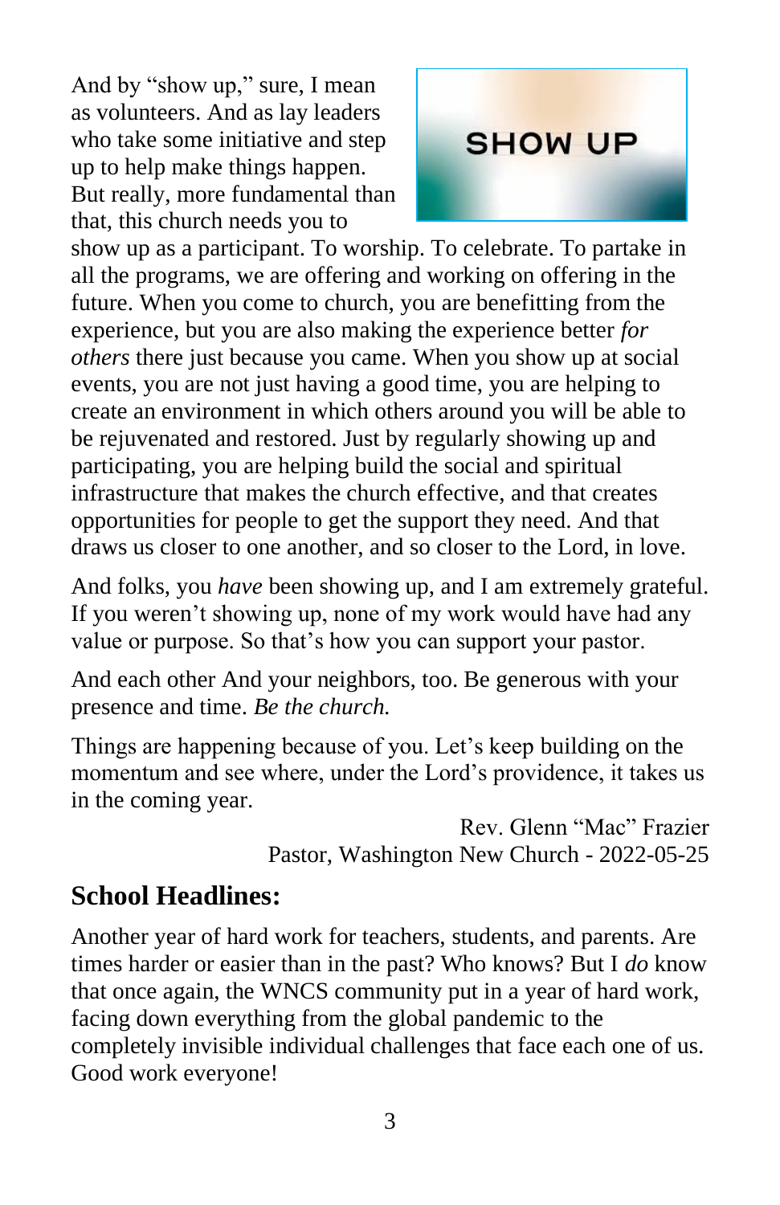And by "show up," sure, I mean as volunteers. And as lay leaders who take some initiative and step up to help make things happen. But really, more fundamental than that, this church needs you to show up as a participant. To worship. To celebrate. To partake in all the programs, we are offering and working on offering in the future. When you come to church, you are benefitting from the experience, but you are also making the experience better *for others* there just because you came. When you show up at social events, you are not just having a good time, you are helping to create an environment in which others around you will be able to be rejuvenated and restored. Just by regularly showing up and participating, you are helping build the social and spiritual infrastructure that makes the church effective, and that creates opportunities for people to get the support they need. And that draws us closer to one another, and so closer to the Lord, in love.

And folks, you *have* been showing up, and I am extremely grateful. If you weren't showing up, none of my work would have had any value or purpose. So that's how you can support your pastor.

And each other And your neighbors, too. Be generous with your presence and time. *Be the church.*

Things are happening because of you. Let's keep building on the momentum and see where, under the Lord's providence, it takes us in the coming year.

Rev. Glenn "Mac" Frazier
Pastor, Washington New Church - 2022-05-25

## School Headlines:

Another year of hard work for teachers, students, and parents. Are times harder or easier than in the past? Who knows? But I *do* know that once again, the WNCS community put in a year of hard work, facing down everything from the global pandemic to the completely invisible individual challenges that face each one of us. Good work everyone!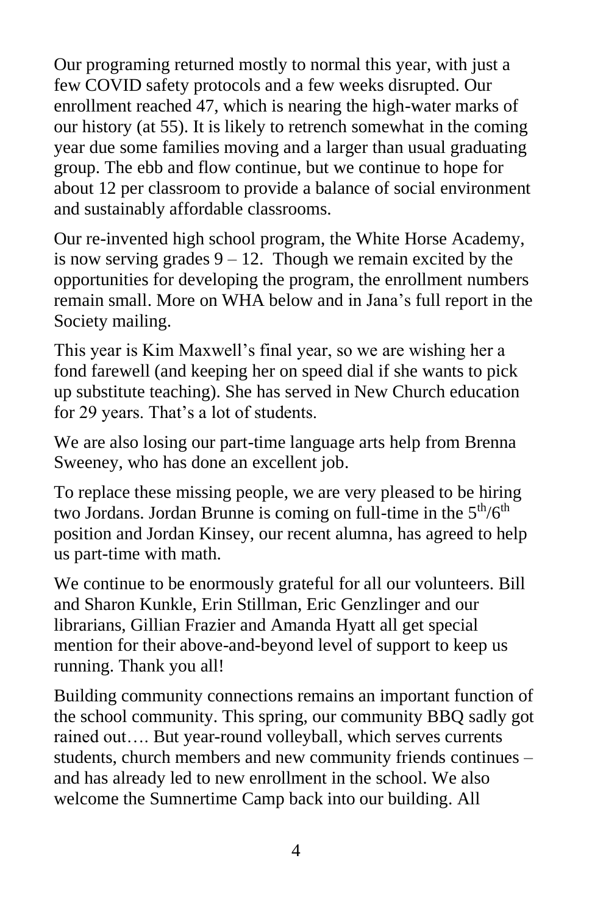Our programing returned mostly to normal this year, with just a few COVID safety protocols and a few weeks disrupted. Our enrollment reached 47, which is nearing the high-water marks of our history (at 55). It is likely to retrench somewhat in the coming year due some families moving and a larger than usual graduating group. The ebb and flow continue, but we continue to hope for about 12 per classroom to provide a balance of social environment and sustainably affordable classrooms.

Our re-invented high school program, the White Horse Academy, is now serving grades 9 – 12. Though we remain excited by the opportunities for developing the program, the enrollment numbers remain small. More on WHA below and in Jana's full report in the Society mailing.

This year is Kim Maxwell's final year, so we are wishing her a fond farewell (and keeping her on speed dial if she wants to pick up substitute teaching). She has served in New Church education for 29 years. That's a lot of students.

We are also losing our part-time language arts help from Brenna Sweeney, who has done an excellent job.

To replace these missing people, we are very pleased to be hiring two Jordans. Jordan Brunne is coming on full-time in the $5^{th}/6^{th}$ position and Jordan Kinsey, our recent alumna, has agreed to help us part-time with math.

We continue to be enormously grateful for all our volunteers. Bill and Sharon Kunkle, Erin Stillman, Eric Genzlinger and our librarians, Gillian Frazier and Amanda Hyatt all get special mention for their above-and-beyond level of support to keep us running. Thank you all!

Building community connections remains an important function of the school community. This spring, our community BBQ sadly got rained out…. But year-round volleyball, which serves currents students, church members and new community friends continues – and has already led to new enrollment in the school. We also welcome the Sumnertime Camp back into our building. All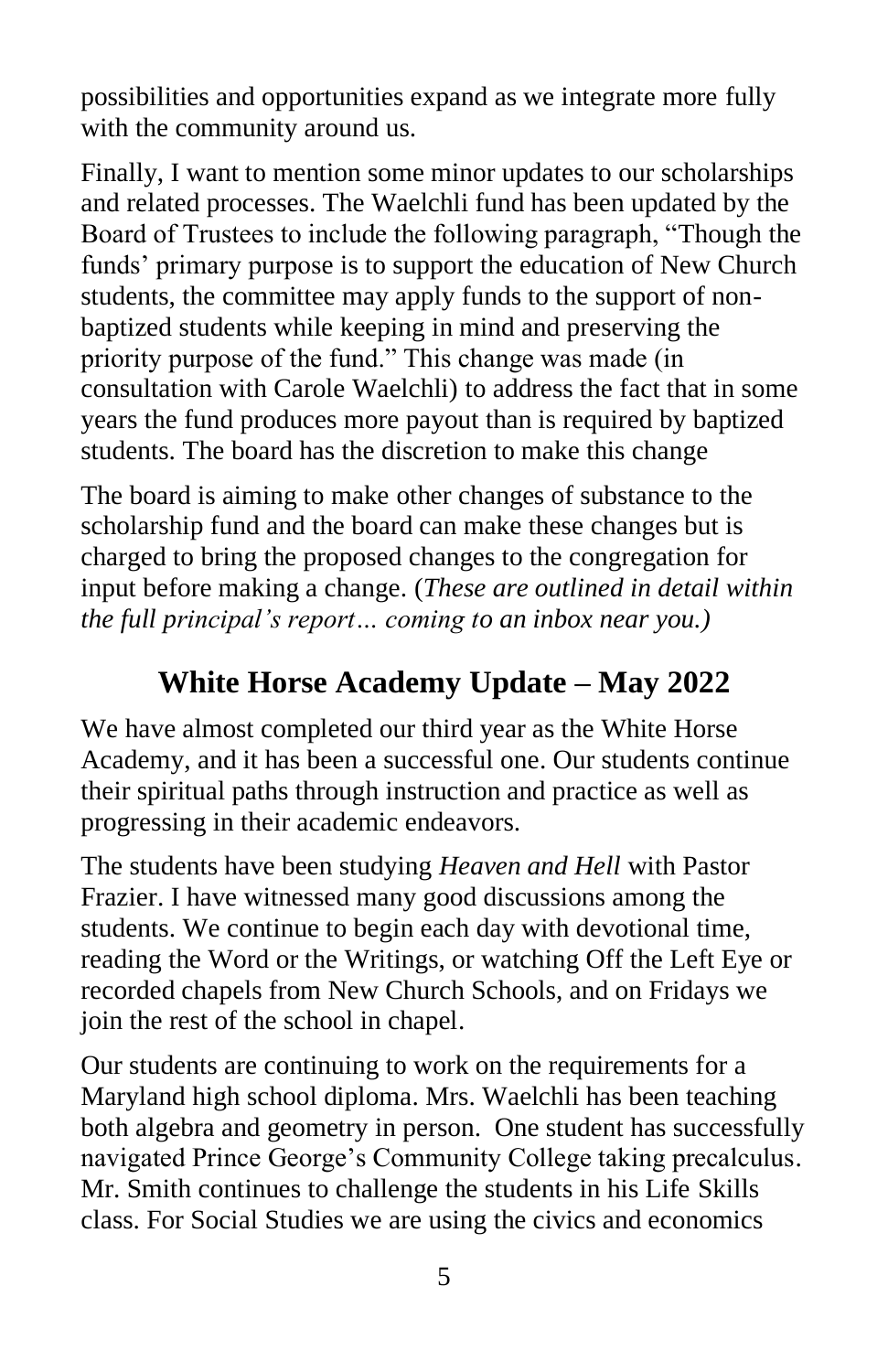possibilities and opportunities expand as we integrate more fully with the community around us.

Finally, I want to mention some minor updates to our scholarships and related processes. The Waelchli fund has been updated by the Board of Trustees to include the following paragraph, "Though the funds' primary purpose is to support the education of New Church students, the committee may apply funds to the support of non-baptized students while keeping in mind and preserving the priority purpose of the fund." This change was made (in consultation with Carole Waelchli) to address the fact that in some years the fund produces more payout than is required by baptized students. The board has the discretion to make this change

The board is aiming to make other changes of substance to the scholarship fund and the board can make these changes but is charged to bring the proposed changes to the congregation for input before making a change. (*These are outlined in detail within the full principal's report… coming to an inbox near you.)*

## White Horse Academy Update – May 2022

We have almost completed our third year as the White Horse Academy, and it has been a successful one. Our students continue their spiritual paths through instruction and practice as well as progressing in their academic endeavors.

The students have been studying *Heaven and Hell* with Pastor Frazier. I have witnessed many good discussions among the students. We continue to begin each day with devotional time, reading the Word or the Writings, or watching Off the Left Eye or recorded chapels from New Church Schools, and on Fridays we join the rest of the school in chapel.

Our students are continuing to work on the requirements for a Maryland high school diploma. Mrs. Waelchli has been teaching both algebra and geometry in person. One student has successfully navigated Prince George's Community College taking precalculus. Mr. Smith continues to challenge the students in his Life Skills class. For Social Studies we are using the civics and economics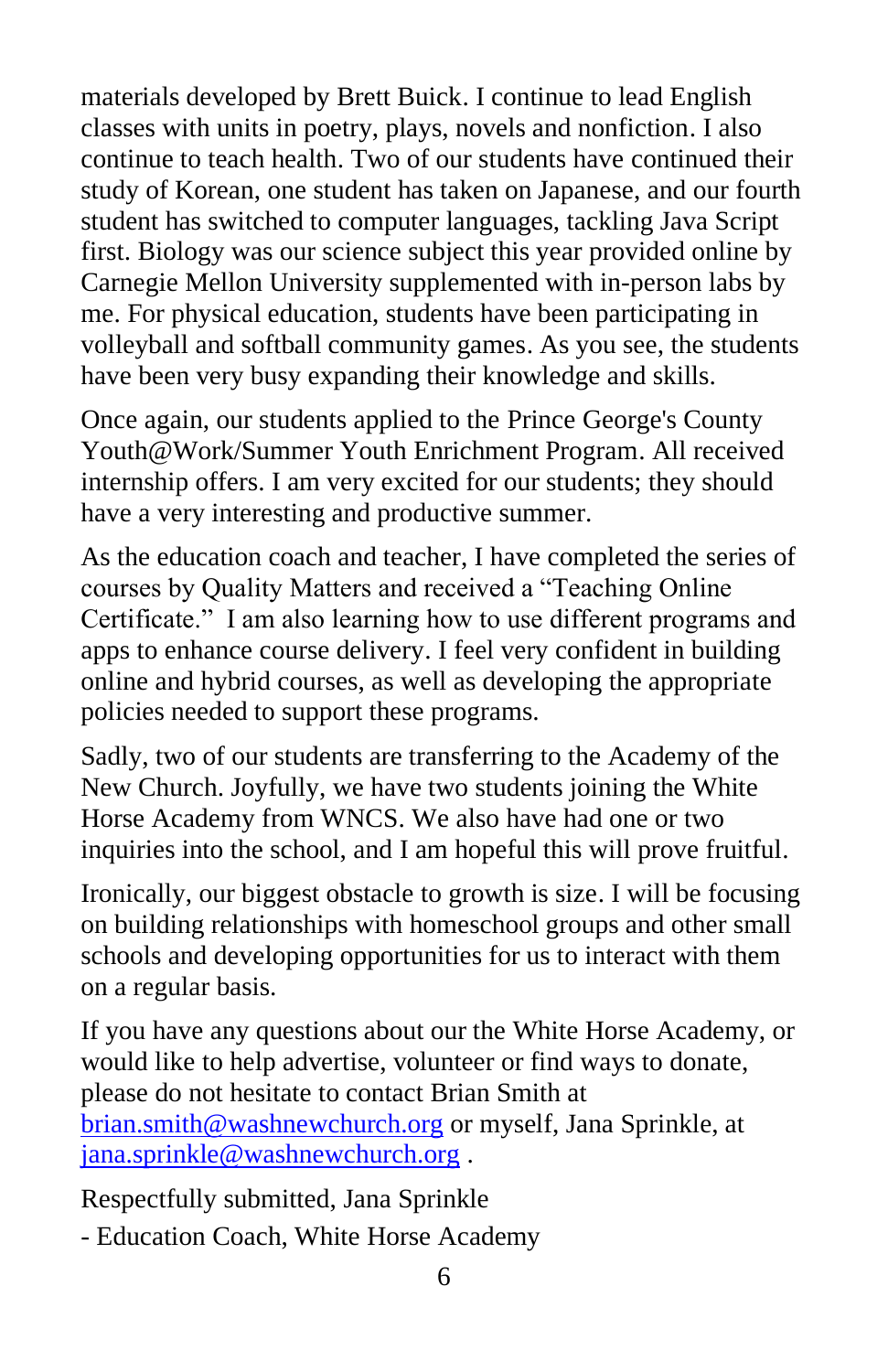materials developed by Brett Buick. I continue to lead English classes with units in poetry, plays, novels and nonfiction. I also continue to teach health. Two of our students have continued their study of Korean, one student has taken on Japanese, and our fourth student has switched to computer languages, tackling Java Script first. Biology was our science subject this year provided online by Carnegie Mellon University supplemented with in-person labs by me. For physical education, students have been participating in volleyball and softball community games. As you see, the students have been very busy expanding their knowledge and skills.

Once again, our students applied to the Prince George's County Youth@Work/Summer Youth Enrichment Program. All received internship offers. I am very excited for our students; they should have a very interesting and productive summer.

As the education coach and teacher, I have completed the series of courses by Quality Matters and received a "Teaching Online Certificate." I am also learning how to use different programs and apps to enhance course delivery. I feel very confident in building online and hybrid courses, as well as developing the appropriate policies needed to support these programs.

Sadly, two of our students are transferring to the Academy of the New Church. Joyfully, we have two students joining the White Horse Academy from WNCS. We also have had one or two inquiries into the school, and I am hopeful this will prove fruitful.

Ironically, our biggest obstacle to growth is size. I will be focusing on building relationships with homeschool groups and other small schools and developing opportunities for us to interact with them on a regular basis.

If you have any questions about our the White Horse Academy, or would like to help advertise, volunteer or find ways to donate, please do not hesitate to contact Brian Smith at brian.smith@washnewchurch.org or myself, Jana Sprinkle, at jana.sprinkle@washnewchurch.org .

Respectfully submitted, Jana Sprinkle

- Education Coach, White Horse Academy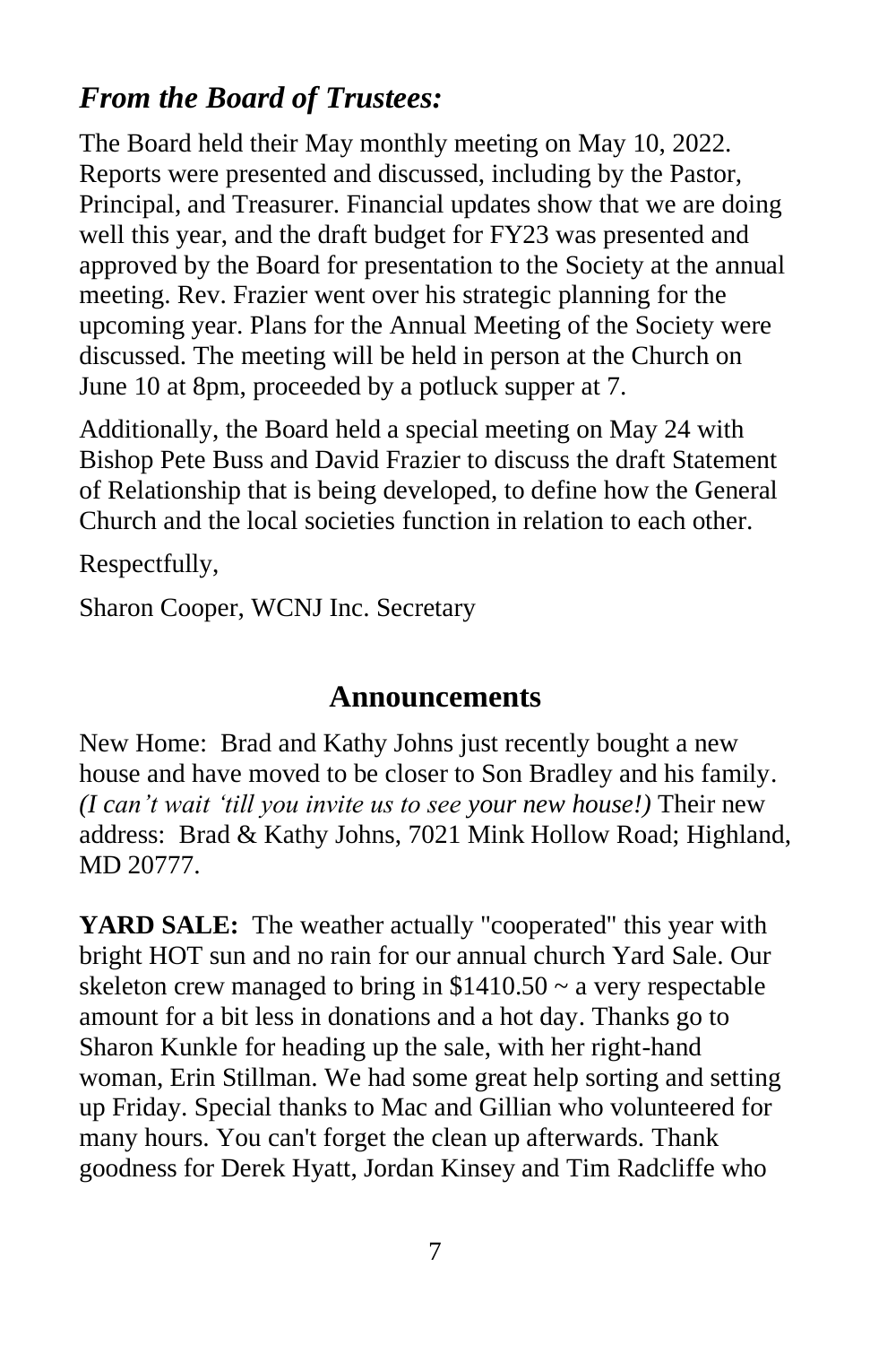## *From the Board of Trustees:*

The Board held their May monthly meeting on May 10, 2022. Reports were presented and discussed, including by the Pastor, Principal, and Treasurer. Financial updates show that we are doing well this year, and the draft budget for FY23 was presented and approved by the Board for presentation to the Society at the annual meeting. Rev. Frazier went over his strategic planning for the upcoming year. Plans for the Annual Meeting of the Society were discussed. The meeting will be held in person at the Church on June 10 at 8pm, proceeded by a potluck supper at 7.

Additionally, the Board held a special meeting on May 24 with Bishop Pete Buss and David Frazier to discuss the draft Statement of Relationship that is being developed, to define how the General Church and the local societies function in relation to each other.

Respectfully,

Sharon Cooper, WCNJ Inc. Secretary

## Announcements

New Home: Brad and Kathy Johns just recently bought a new house and have moved to be closer to Son Bradley and his family. *(I can't wait 'till you invite us to see your new house!)* Their new address: Brad & Kathy Johns, 7021 Mink Hollow Road; Highland, MD 20777.

**YARD SALE:** The weather actually "cooperated" this year with bright HOT sun and no rain for our annual church Yard Sale. Our skeleton crew managed to bring in $1410.50 ~ a very respectable amount for a bit less in donations and a hot day. Thanks go to Sharon Kunkle for heading up the sale, with her right-hand woman, Erin Stillman. We had some great help sorting and setting up Friday. Special thanks to Mac and Gillian who volunteered for many hours. You can't forget the clean up afterwards. Thank goodness for Derek Hyatt, Jordan Kinsey and Tim Radcliffe who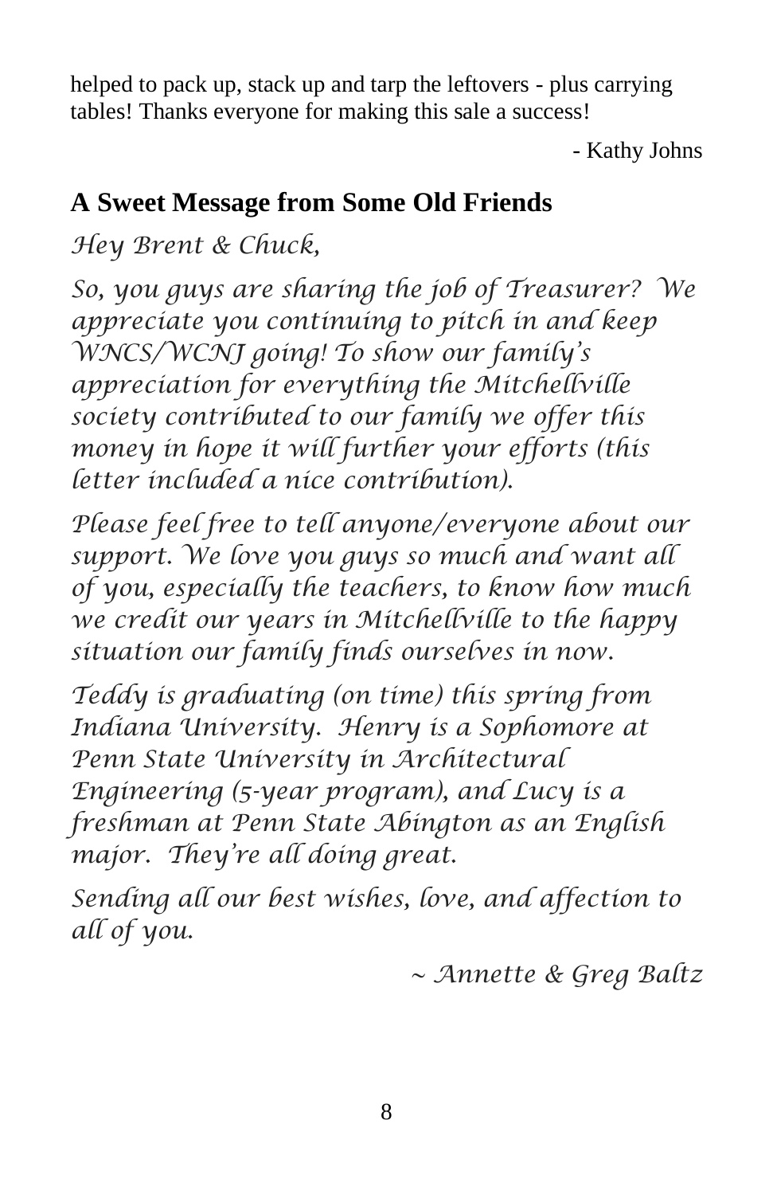helped to pack up, stack up and tarp the leftovers - plus carrying tables! Thanks everyone for making this sale a success!

- Kathy Johns

## A Sweet Message from Some Old Friends

*Hey Brent & Chuck,*

*So, you guys are sharing the job of Treasurer? We appreciate you continuing to pitch in and keep WNCS/WCNJ going! To show our family's appreciation for everything the Mitchellville society contributed to our family we offer this money in hope it will further your efforts (this letter included a nice contribution).*

*Please feel free to tell anyone/everyone about our support. We love you guys so much and want all of you, especially the teachers, to know how much we credit our years in Mitchellville to the happy situation our family finds ourselves in now.*

*Teddy is graduating (on time) this spring from Indiana University. Henry is a Sophomore at Penn State University in Architectural Engineering (5-year program), and Lucy is a freshman at Penn State Abington as an English major. They're all doing great.*

*Sending all our best wishes, love, and affection to all of you.*

*~ Annette & Greg Baltz*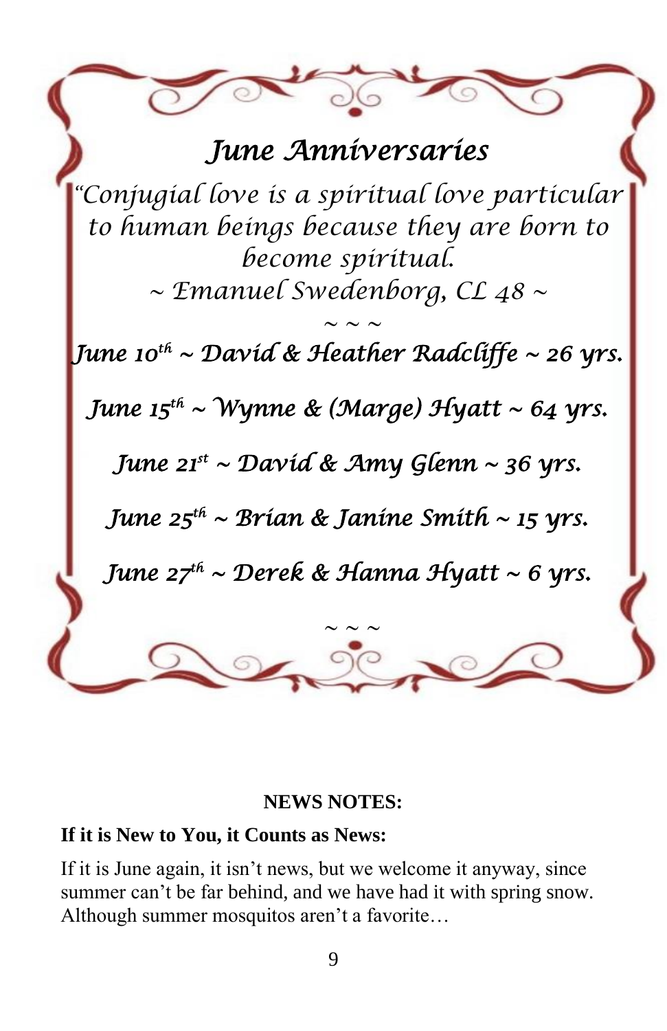## *June Anniversaries*

*"Conjugial love is a spiritual love particular to human beings because they are born to become spiritual.*

*~ Emanuel Swedenborg, CL 48 ~*

*~ ~ ~*

***June 10th ~ David & Heather Radcliffe ~ 26 yrs.***

***June 15th ~ Wynne & (Marge) Hyatt ~ 64 yrs.***

***June 21st ~ David & Amy Glenn ~ 36 yrs.***

***June 25th ~ Brian & Janine Smith ~ 15 yrs.***

***June 27th ~ Derek & Hanna Hyatt ~ 6 yrs.***

*~ ~ ~*

**NEWS NOTES:**

**If it is New to You, it Counts as News:**

If it is June again, it isn't news, but we welcome it anyway, since summer can't be far behind, and we have had it with spring snow. Although summer mosquitos aren't a favorite…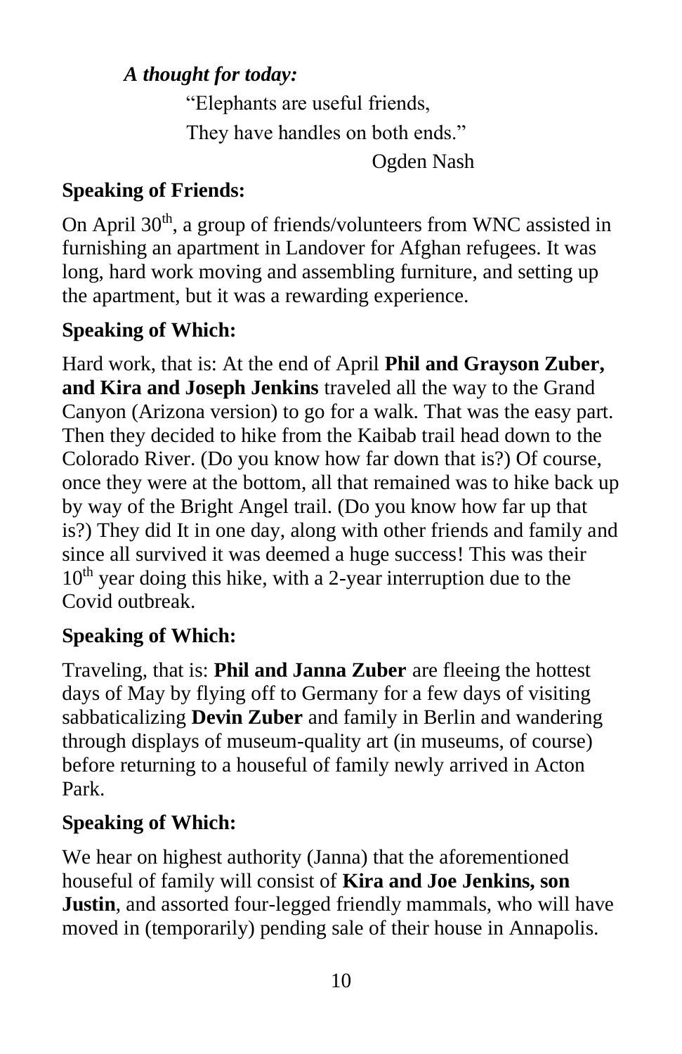***A thought for today:***

"Elephants are useful friends,
They have handles on both ends."

Ogden Nash

**Speaking of Friends:**

On April 30th, a group of friends/volunteers from WNC assisted in furnishing an apartment in Landover for Afghan refugees. It was long, hard work moving and assembling furniture, and setting up the apartment, but it was a rewarding experience.

**Speaking of Which:**

Hard work, that is: At the end of April **Phil and Grayson Zuber, and Kira and Joseph Jenkins** traveled all the way to the Grand Canyon (Arizona version) to go for a walk. That was the easy part. Then they decided to hike from the Kaibab trail head down to the Colorado River. (Do you know how far down that is?) Of course, once they were at the bottom, all that remained was to hike back up by way of the Bright Angel trail. (Do you know how far up that is?) They did It in one day, along with other friends and family and since all survived it was deemed a huge success! This was their 10th year doing this hike, with a 2-year interruption due to the Covid outbreak.

**Speaking of Which:**

Traveling, that is: **Phil and Janna Zuber** are fleeing the hottest days of May by flying off to Germany for a few days of visiting sabbaticalizing **Devin Zuber** and family in Berlin and wandering through displays of museum-quality art (in museums, of course) before returning to a houseful of family newly arrived in Acton Park.

**Speaking of Which:**

We hear on highest authority (Janna) that the aforementioned houseful of family will consist of **Kira and Joe Jenkins, son Justin**, and assorted four-legged friendly mammals, who will have moved in (temporarily) pending sale of their house in Annapolis.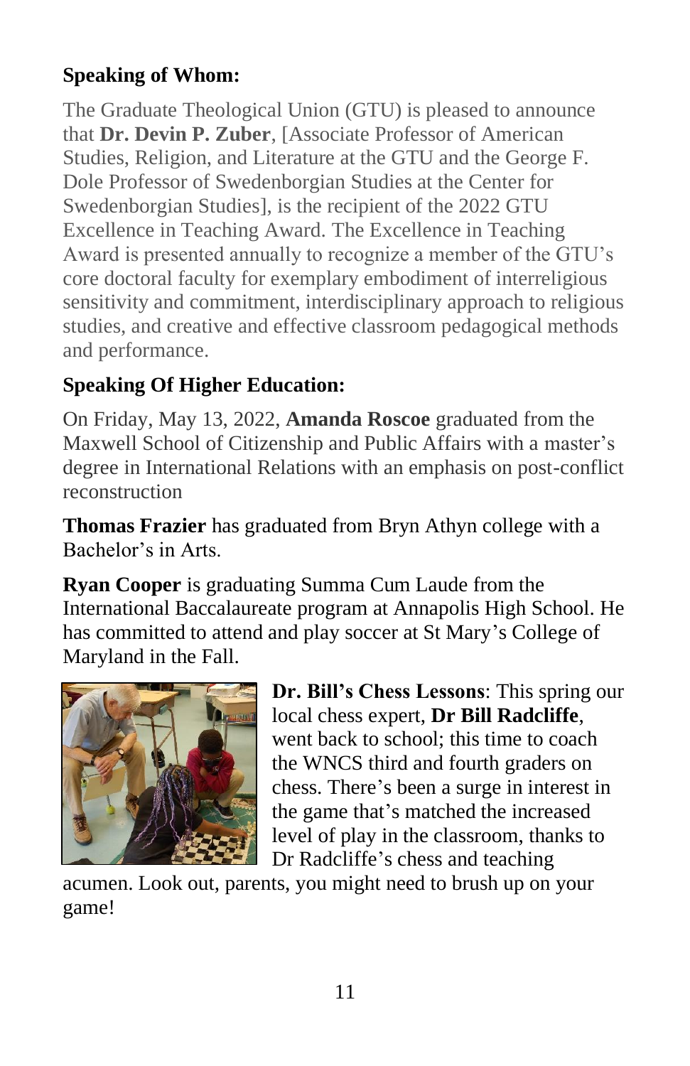**Speaking of Whom:**

The Graduate Theological Union (GTU) is pleased to announce that **Dr. Devin P. Zuber**, [Associate Professor of American Studies, Religion, and Literature at the GTU and the George F. Dole Professor of Swedenborgian Studies at the Center for Swedenborgian Studies], is the recipient of the 2022 GTU Excellence in Teaching Award. The Excellence in Teaching Award is presented annually to recognize a member of the GTU's core doctoral faculty for exemplary embodiment of interreligious sensitivity and commitment, interdisciplinary approach to religious studies, and creative and effective classroom pedagogical methods and performance.

**Speaking Of Higher Education:**

On Friday, May 13, 2022, **Amanda Roscoe** graduated from the Maxwell School of Citizenship and Public Affairs with a master's degree in International Relations with an emphasis on post-conflict reconstruction

**Thomas Frazier** has graduated from Bryn Athyn college with a Bachelor's in Arts.

**Ryan Cooper** is graduating Summa Cum Laude from the International Baccalaureate program at Annapolis High School. He has committed to attend and play soccer at St Mary's College of Maryland in the Fall.

**Dr. Bill's Chess Lessons**: This spring our local chess expert, **Dr Bill Radcliffe**, went back to school; this time to coach the WNCS third and fourth graders on chess. There's been a surge in interest in the game that's matched the increased level of play in the classroom, thanks to Dr Radcliffe's chess and teaching acumen. Look out, parents, you might need to brush up on your game!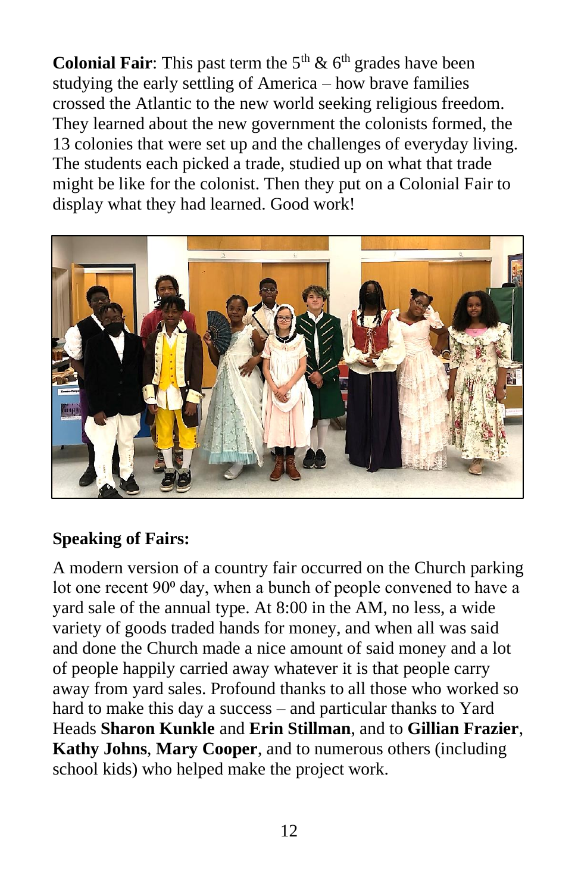**Colonial Fair**: This past term the $5^{th}$ & $6^{th}$ grades have been studying the early settling of America – how brave families crossed the Atlantic to the new world seeking religious freedom. They learned about the new government the colonists formed, the 13 colonies that were set up and the challenges of everyday living. The students each picked a trade, studied up on what that trade might be like for the colonist. Then they put on a Colonial Fair to display what they had learned. Good work!

**Speaking of Fairs:**

A modern version of a country fair occurred on the Church parking lot one recent 90º day, when a bunch of people convened to have a yard sale of the annual type. At 8:00 in the AM, no less, a wide variety of goods traded hands for money, and when all was said and done the Church made a nice amount of said money and a lot of people happily carried away whatever it is that people carry away from yard sales. Profound thanks to all those who worked so hard to make this day a success – and particular thanks to Yard Heads **Sharon Kunkle** and **Erin Stillman**, and to **Gillian Frazier**, **Kathy Johns**, **Mary Cooper**, and to numerous others (including school kids) who helped make the project work.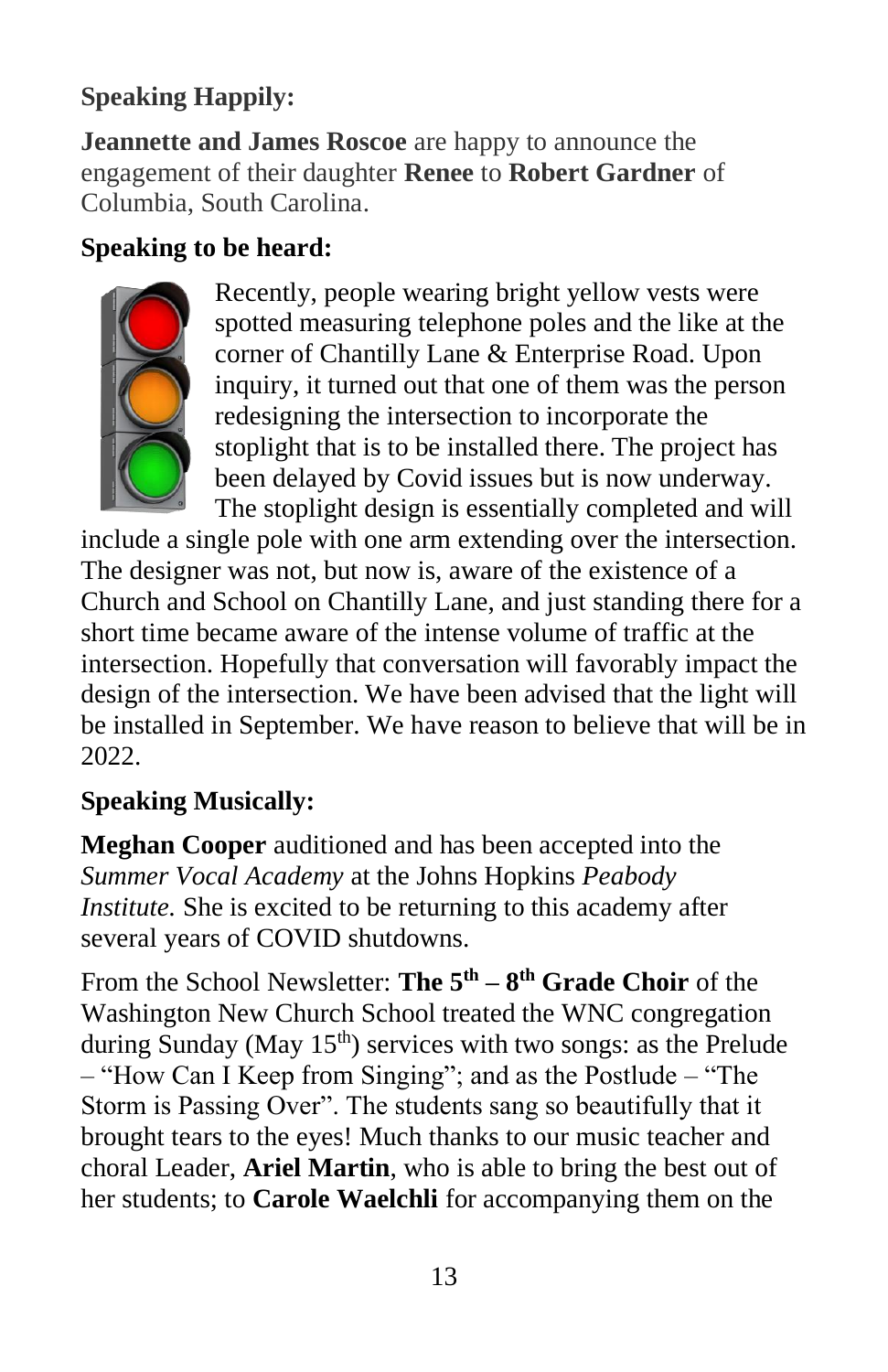**Speaking Happily:**

**Jeannette and James Roscoe** are happy to announce the engagement of their daughter **Renee** to **Robert Gardner** of Columbia, South Carolina.

**Speaking to be heard:**

Recently, people wearing bright yellow vests were spotted measuring telephone poles and the like at the corner of Chantilly Lane & Enterprise Road. Upon inquiry, it turned out that one of them was the person redesigning the intersection to incorporate the stoplight that is to be installed there. The project has been delayed by Covid issues but is now underway. The stoplight design is essentially completed and will include a single pole with one arm extending over the intersection. The designer was not, but now is, aware of the existence of a Church and School on Chantilly Lane, and just standing there for a short time became aware of the intense volume of traffic at the intersection. Hopefully that conversation will favorably impact the design of the intersection. We have been advised that the light will be installed in September. We have reason to believe that will be in 2022.

**Speaking Musically:**

**Meghan Cooper** auditioned and has been accepted into the *Summer Vocal Academy* at the Johns Hopkins *Peabody Institute.* She is excited to be returning to this academy after several years of COVID shutdowns.

From the School Newsletter: **The 5th – 8th Grade Choir** of the Washington New Church School treated the WNC congregation during Sunday (May 15th) services with two songs: as the Prelude – "How Can I Keep from Singing"; and as the Postlude – "The Storm is Passing Over". The students sang so beautifully that it brought tears to the eyes! Much thanks to our music teacher and choral Leader, **Ariel Martin**, who is able to bring the best out of her students; to **Carole Waelchli** for accompanying them on the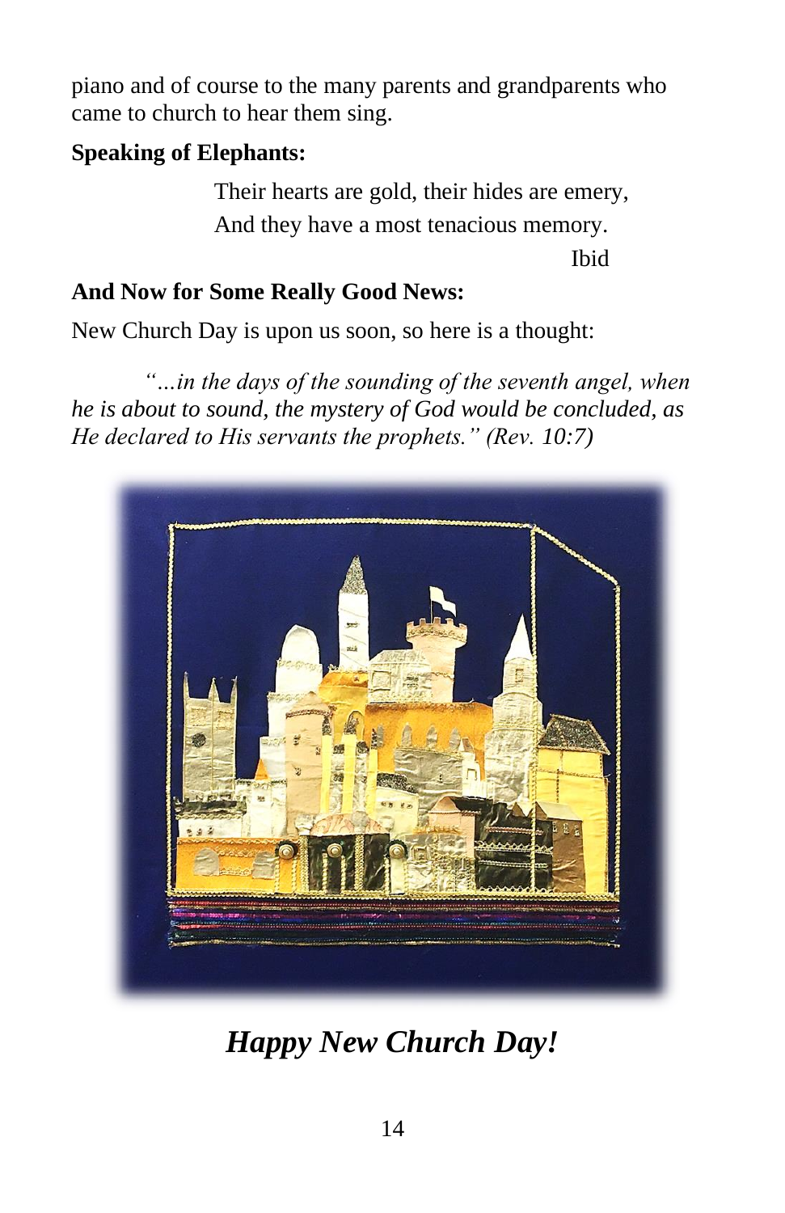piano and of course to the many parents and grandparents who came to church to hear them sing.

**Speaking of Elephants:**

Their hearts are gold, their hides are emery,
And they have a most tenacious memory.

Ibid

**And Now for Some Really Good News:**

New Church Day is upon us soon, so here is a thought:

*"…in the days of the sounding of the seventh angel, when he is about to sound, the mystery of God would be concluded, as He declared to His servants the prophets." (Rev. 10:7)*

***Happy New Church Day!***